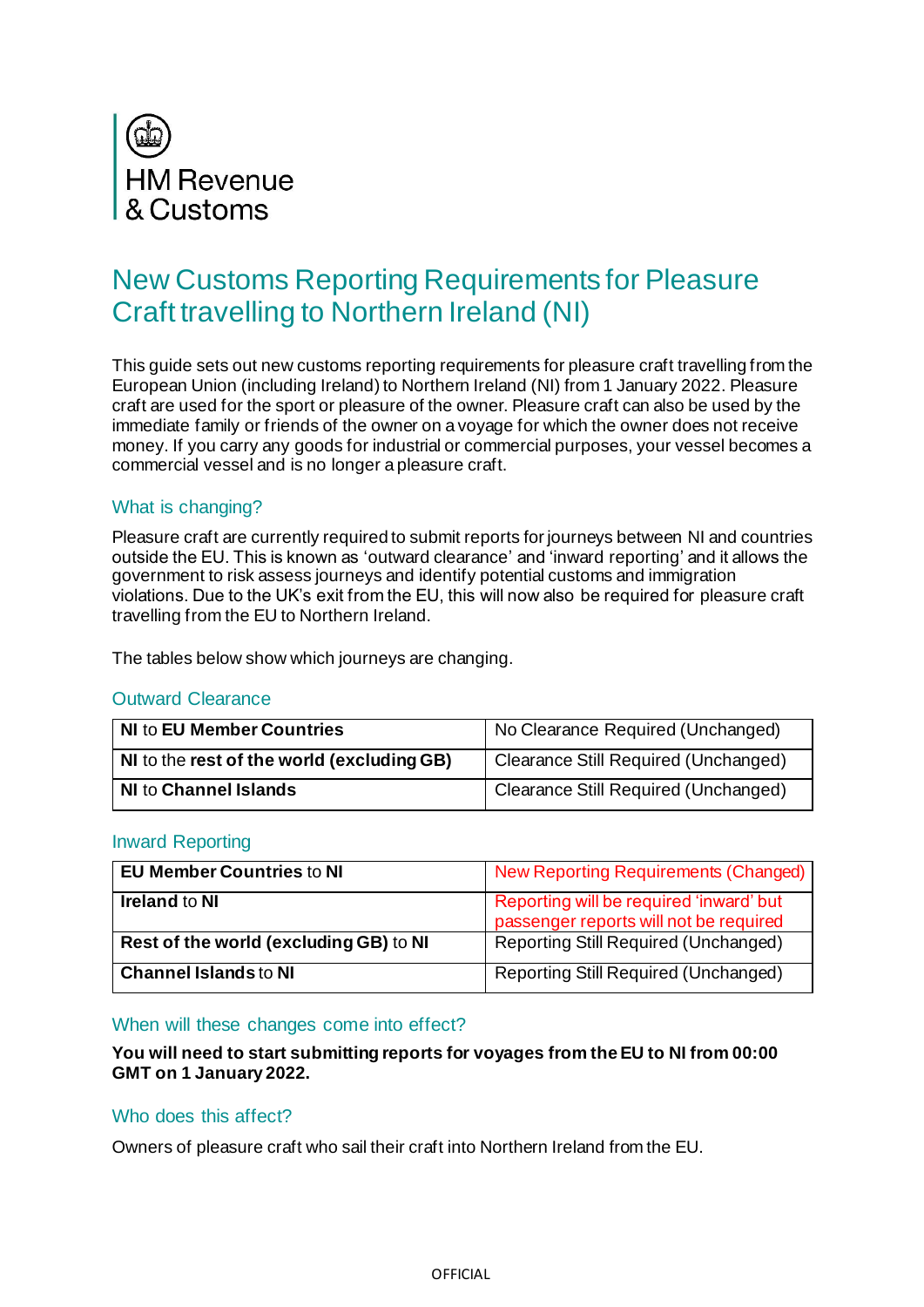HM Revenue & Customs

# New Customs Reporting Requirements for Pleasure Craft travelling to Northern Ireland (NI)

This guide sets out new customs reporting requirements for pleasure craft travelling from the European Union (including Ireland) to Northern Ireland (NI) from 1 January 2022. Pleasure craft are used for the sport or pleasure of the owner. Pleasure craft can also be used by the immediate family or friends of the owner on a voyage for which the owner does not receive money. If you carry any goods for industrial or commercial purposes, your vessel becomes a commercial vessel and is no longer a pleasure craft.

## What is changing?

Pleasure craft are currently required to submit reports for journeys between NI and countries outside the EU. This is known as 'outward clearance' and 'inward reporting' and it allows the government to risk assess journeys and identify potential customs and immigration violations. Due to the UK's exit from the EU, this will now also be required for pleasure craft travelling from the EU to Northern Ireland.

The tables below show which journeys are changing.

### Outward Clearance

| | |
|---|---|
| **NI** to **EU Member Countries** | No Clearance Required (Unchanged) |
| **NI** to the **rest of the world (excluding GB)** | Clearance Still Required (Unchanged) |
| **NI** to **Channel Islands** | Clearance Still Required (Unchanged) |

### Inward Reporting

| | |
|---|---|
| **EU Member Countries** to **NI** | New Reporting Requirements (Changed) |
| **Ireland** to **NI** | Reporting will be required 'inward' but passenger reports will not be required |
| **Rest of the world (excluding GB)** to **NI** | Reporting Still Required (Unchanged) |
| **Channel Islands** to **NI** | Reporting Still Required (Unchanged) |

## When will these changes come into effect?

**You will need to start submitting reports for voyages from the EU to NI from 00:00 GMT on 1 January 2022.**

## Who does this affect?

Owners of pleasure craft who sail their craft into Northern Ireland from the EU.

OFFICIAL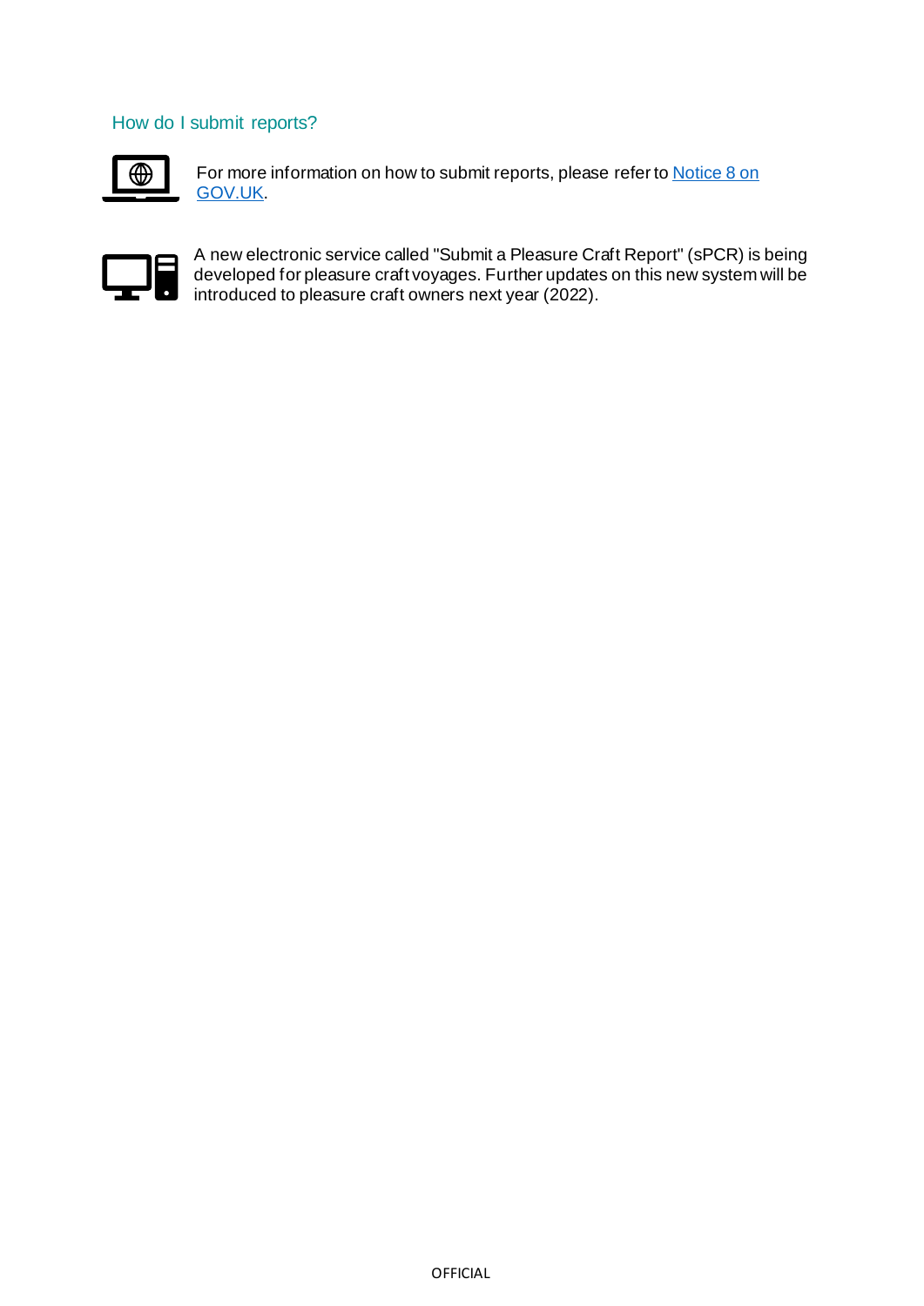## How do I submit reports?

For more information on how to submit reports, please refer to Notice 8 on GOV.UK.

A new electronic service called "Submit a Pleasure Craft Report" (sPCR) is being developed for pleasure craft voyages. Further updates on this new system will be introduced to pleasure craft owners next year (2022).

OFFICIAL